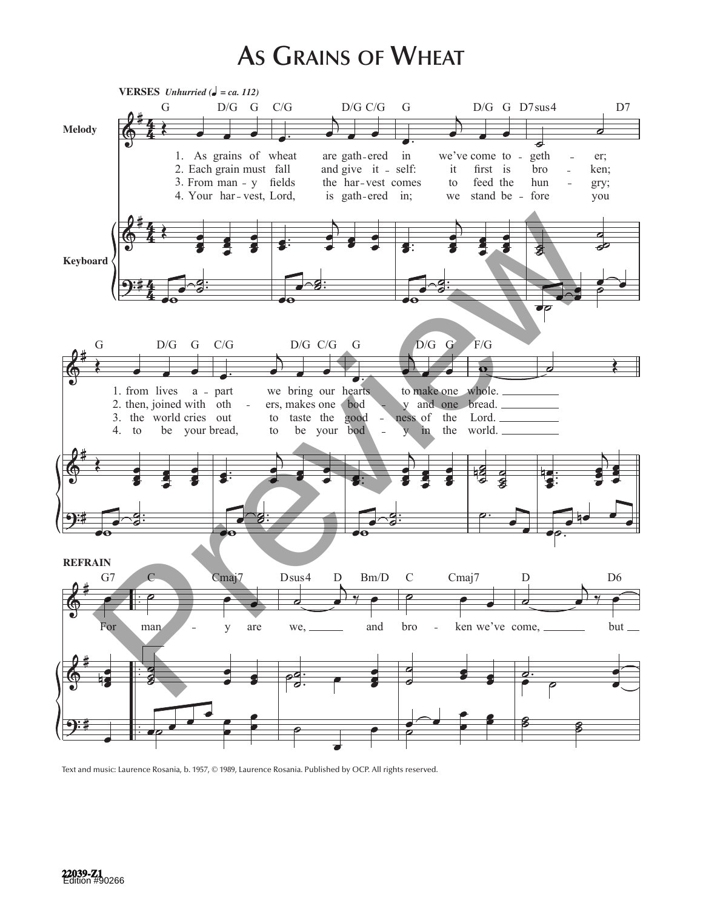# As Grains of Wheat

**VERSES** *Unhurried (♩ = ca. 112)*

Melody / Keyboard

1. As grains of wheat are gath-ered in we've come to-geth-er;
2. Each grain must fall and give it-self: it first is bro-ken;
3. From man-y fields the har-vest comes to feed the hun-gry;
4. Your har-vest, Lord, is gath-ered in; we stand be-fore you

1. from lives a-part we bring our hearts to make one whole.
2. then, joined with oth-ers, makes one bod-y and one bread.
3. the world cries out to taste the good-ness of the Lord.
4. to be your bread, to be your bod-y in the world.

**REFRAIN**

For man-y are we, and bro-ken we've come, but

Text and music: Laurence Rosania, b. 1957, © 1989, Laurence Rosania. Published by OCP. All rights reserved.

22039-Z1
Edition #90266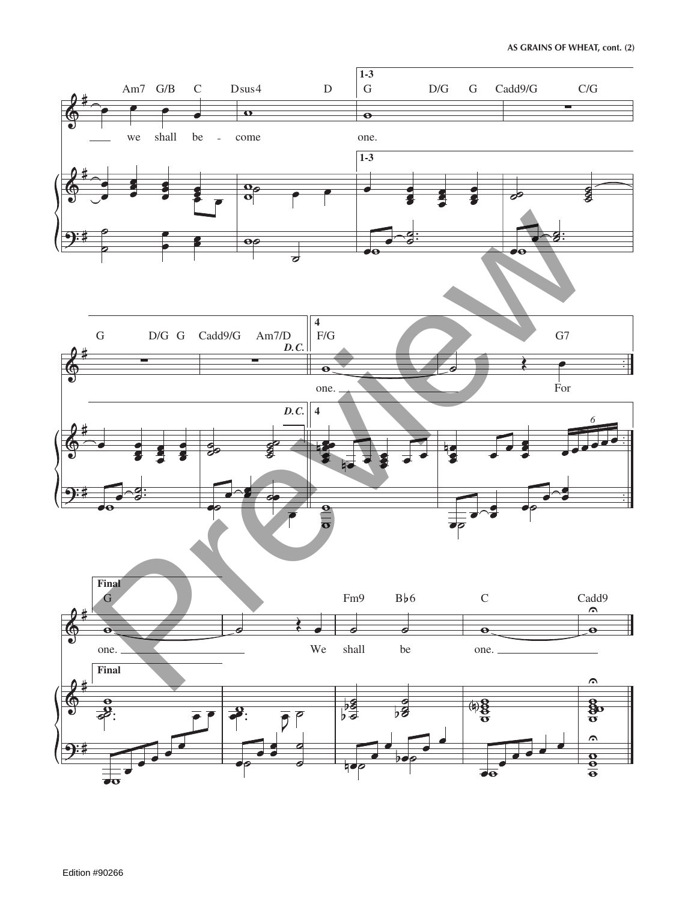1-3

Am7 G/B C Dsus4 D | G D/G G Cadd9/G C/G

we shall be - come one.

G D/G G Cadd9/G Am7/D

*D.C.*

4

F/G G7

one. For

Final

G Fm9 B♭6 C Cadd9

one. We shall be one.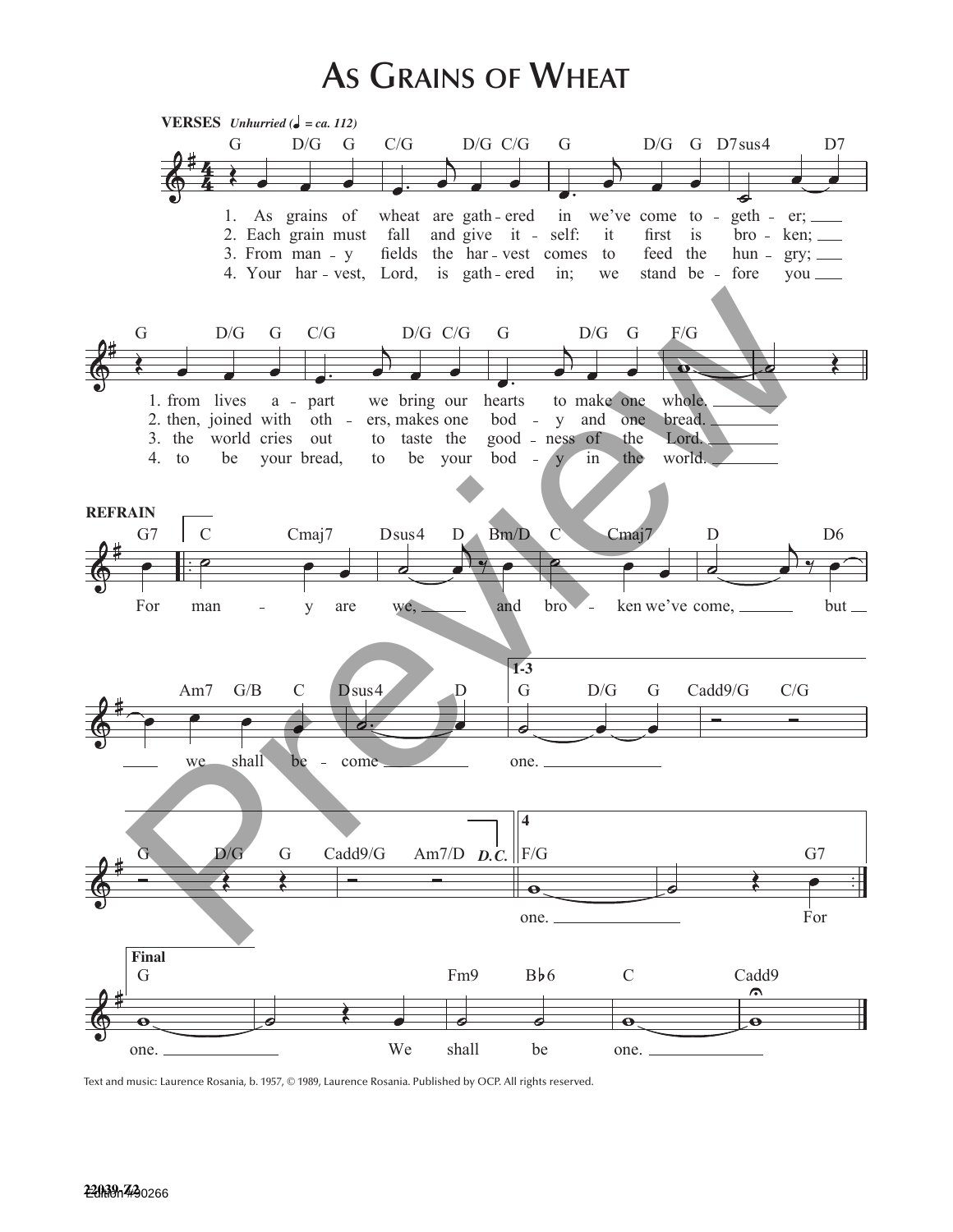# As Grains of Wheat

**VERSES** *Unhurried (♩ = ca. 112)*

1. As grains of wheat are gath-ered in we've come to-geth-er; from lives a-part we bring our hearts to make one whole.
2. Each grain must fall and give it-self: it first is bro-ken; then, joined with oth-ers, makes one bod-y and one bread.
3. From man-y fields the har-vest comes to feed the hun-gry; the world cries out to taste the good-ness of the Lord.
4. Your har-vest, Lord, is gath-ered in; we stand be-fore you to be your bread, to be your bod-y in the world.

**REFRAIN**

For man-y are we, and bro-ken we've come, but we shall be-come one.

*D.C.*

**4** one. For

**Final** one. We shall be one.

Text and music: Laurence Rosania, b. 1957, © 1989, Laurence Rosania. Published by OCP. All rights reserved.

22039 Z2
Edition #30266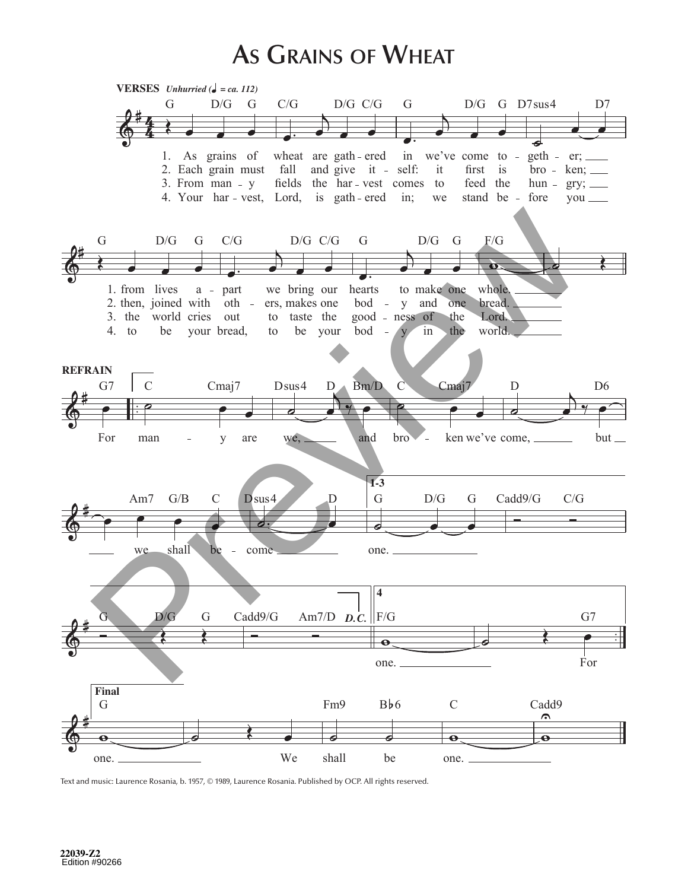# As Grains of Wheat

**VERSES** *Unhurried (♩ = ca. 112)*

1. As grains of wheat are gath - ered in we've come to - geth - er; from lives a - part we bring our hearts to make one whole.
2. Each grain must fall and give it - self: it first is bro - ken; then, joined with oth - ers, makes one bod - y and one bread.
3. From man - y fields the har - vest comes to feed the hun - gry; the world cries out to taste the good - ness of the Lord.
4. Your har - vest, Lord, is gath - ered in; we stand be - fore you to be your bread, to be your bod - y in the world.

**REFRAIN**

For man - y are we, and bro - ken we've come, but we shall be - come one.

**Final**

one. We shall be one.

Text and music: Laurence Rosania, b. 1957, © 1989, Laurence Rosania. Published by OCP. All rights reserved.

22039-Z2
Edition #90266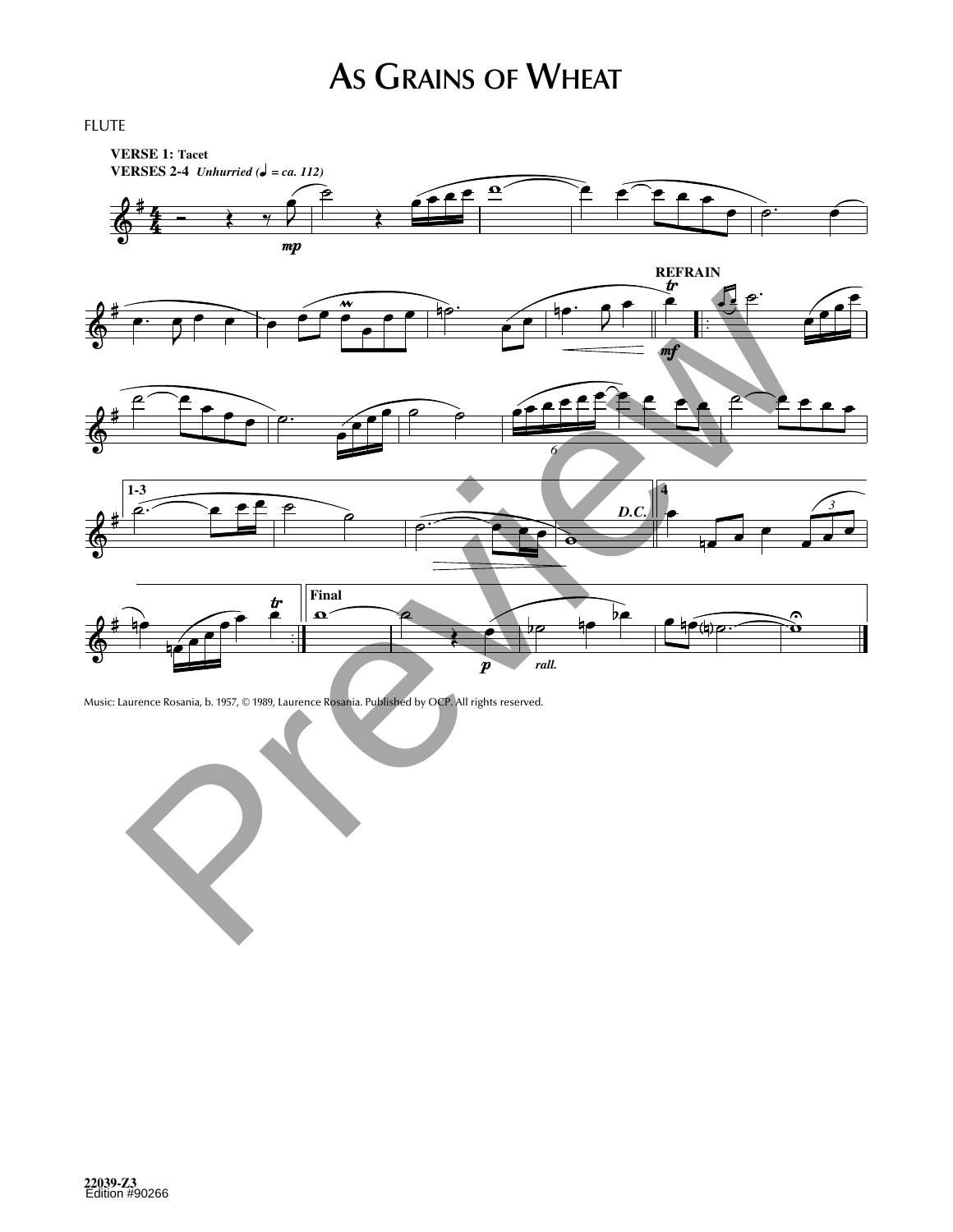# As Grains of Wheat

FLUTE

Music: Laurence Rosania, b. 1957, © 1989, Laurence Rosania. Published by OCP. All rights reserved.

22039-Z3
Edition #90266